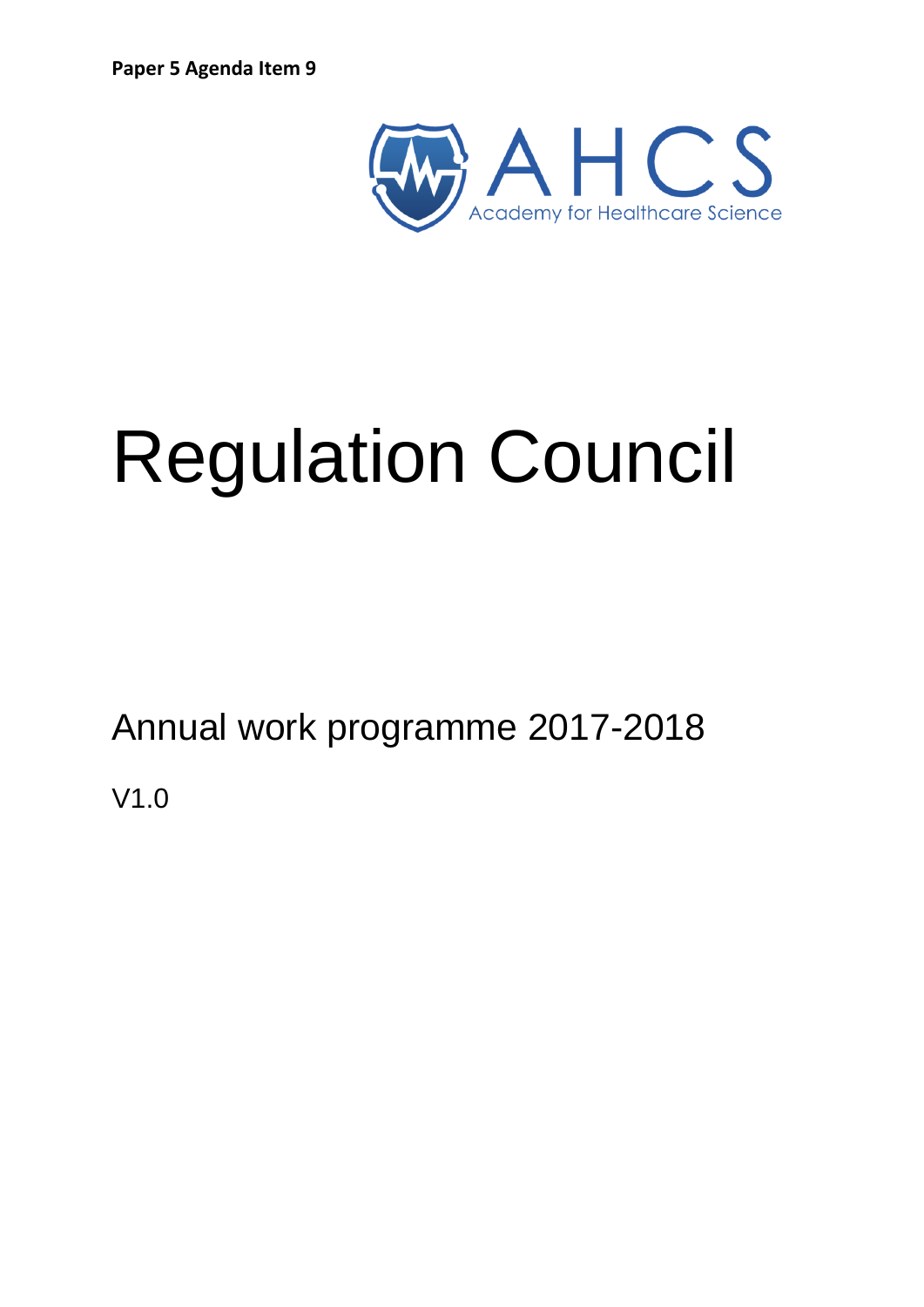**Paper 5 Agenda Item 9**

AHCS
Academy for Healthcare Science

# Regulation Council

## Annual work programme 2017-2018

V1.0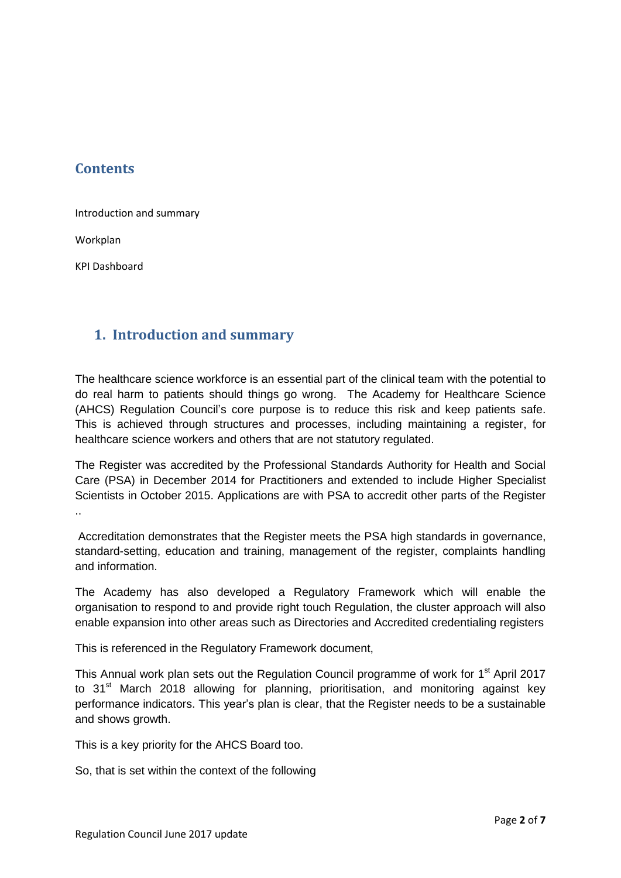## Contents

Introduction and summary

Workplan

KPI Dashboard

## 1. Introduction and summary

The healthcare science workforce is an essential part of the clinical team with the potential to do real harm to patients should things go wrong. The Academy for Healthcare Science (AHCS) Regulation Council's core purpose is to reduce this risk and keep patients safe. This is achieved through structures and processes, including maintaining a register, for healthcare science workers and others that are not statutory regulated.

The Register was accredited by the Professional Standards Authority for Health and Social Care (PSA) in December 2014 for Practitioners and extended to include Higher Specialist Scientists in October 2015. Applications are with PSA to accredit other parts of the Register ..

Accreditation demonstrates that the Register meets the PSA high standards in governance, standard-setting, education and training, management of the register, complaints handling and information.

The Academy has also developed a Regulatory Framework which will enable the organisation to respond to and provide right touch Regulation, the cluster approach will also enable expansion into other areas such as Directories and Accredited credentialing registers

This is referenced in the Regulatory Framework document,

This Annual work plan sets out the Regulation Council programme of work for 1st April 2017 to 31st March 2018 allowing for planning, prioritisation, and monitoring against key performance indicators. This year's plan is clear, that the Register needs to be a sustainable and shows growth.

This is a key priority for the AHCS Board too.

So, that is set within the context of the following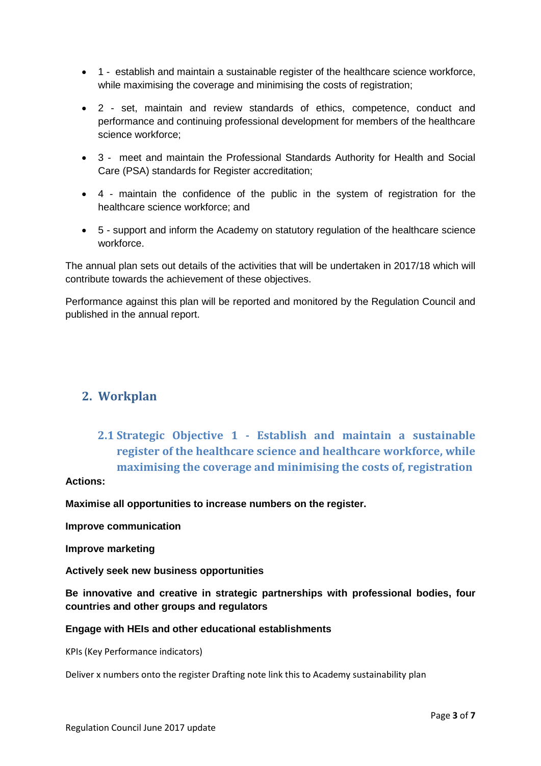- 1 - establish and maintain a sustainable register of the healthcare science workforce, while maximising the coverage and minimising the costs of registration;
- 2 - set, maintain and review standards of ethics, competence, conduct and performance and continuing professional development for members of the healthcare science workforce;
- 3 - meet and maintain the Professional Standards Authority for Health and Social Care (PSA) standards for Register accreditation;
- 4 - maintain the confidence of the public in the system of registration for the healthcare science workforce; and
- 5 - support and inform the Academy on statutory regulation of the healthcare science workforce.

The annual plan sets out details of the activities that will be undertaken in 2017/18 which will contribute towards the achievement of these objectives.

Performance against this plan will be reported and monitored by the Regulation Council and published in the annual report.

## 2. Workplan

### 2.1 Strategic Objective 1 - Establish and maintain a sustainable register of the healthcare science and healthcare workforce, while maximising the coverage and minimising the costs of, registration

**Actions:**

**Maximise all opportunities to increase numbers on the register.**

**Improve communication**

**Improve marketing**

**Actively seek new business opportunities**

**Be innovative and creative in strategic partnerships with professional bodies, four countries and other groups and regulators**

**Engage with HEIs and other educational establishments**

KPIs (Key Performance indicators)

Deliver x numbers onto the register Drafting note link this to Academy sustainability plan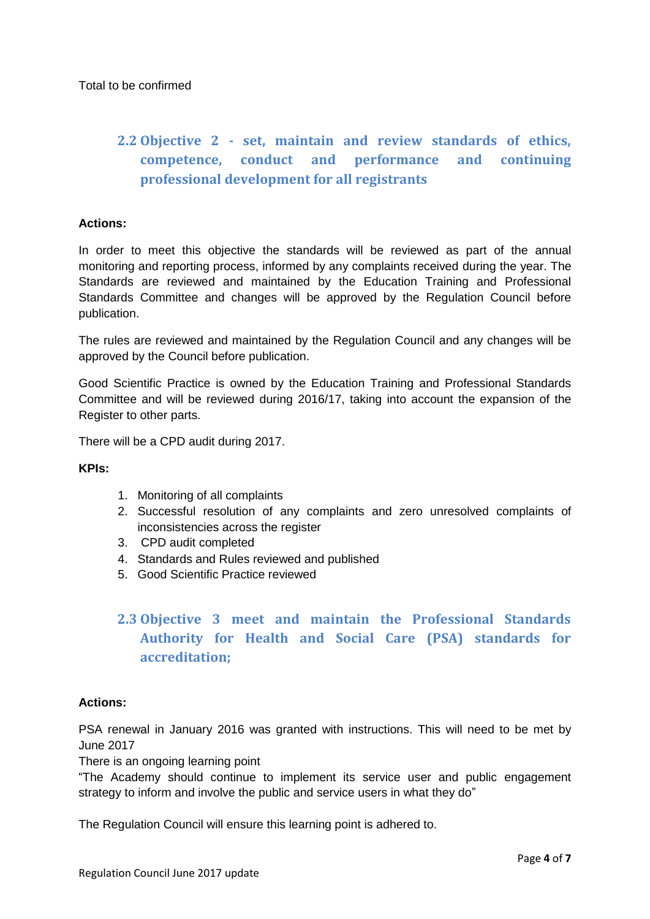Total to be confirmed

## 2.2 Objective 2 - set, maintain and review standards of ethics, competence, conduct and performance and continuing professional development for all registrants

**Actions:**

In order to meet this objective the standards will be reviewed as part of the annual monitoring and reporting process, informed by any complaints received during the year. The Standards are reviewed and maintained by the Education Training and Professional Standards Committee and changes will be approved by the Regulation Council before publication.

The rules are reviewed and maintained by the Regulation Council and any changes will be approved by the Council before publication.

Good Scientific Practice is owned by the Education Training and Professional Standards Committee and will be reviewed during 2016/17, taking into account the expansion of the Register to other parts.

There will be a CPD audit during 2017.

**KPIs:**

1. Monitoring of all complaints
2. Successful resolution of any complaints and zero unresolved complaints of inconsistencies across the register
3. CPD audit completed
4. Standards and Rules reviewed and published
5. Good Scientific Practice reviewed

## 2.3 Objective 3 meet and maintain the Professional Standards Authority for Health and Social Care (PSA) standards for accreditation;

**Actions:**

PSA renewal in January 2016 was granted with instructions. This will need to be met by June 2017

There is an ongoing learning point

"The Academy should continue to implement its service user and public engagement strategy to inform and involve the public and service users in what they do"

The Regulation Council will ensure this learning point is adhered to.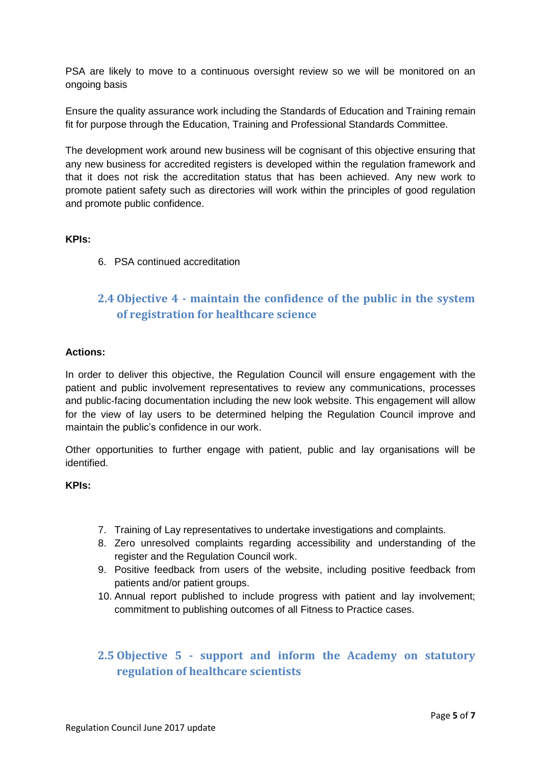PSA are likely to move to a continuous oversight review so we will be monitored on an ongoing basis

Ensure the quality assurance work including the Standards of Education and Training remain fit for purpose through the Education, Training and Professional Standards Committee.

The development work around new business will be cognisant of this objective ensuring that any new business for accredited registers is developed within the regulation framework and that it does not risk the accreditation status that has been achieved. Any new work to promote patient safety such as directories will work within the principles of good regulation and promote public confidence.

**KPIs:**

6. PSA continued accreditation

## 2.4 Objective 4 - maintain the confidence of the public in the system of registration for healthcare science

**Actions:**

In order to deliver this objective, the Regulation Council will ensure engagement with the patient and public involvement representatives to review any communications, processes and public-facing documentation including the new look website. This engagement will allow for the view of lay users to be determined helping the Regulation Council improve and maintain the public's confidence in our work.

Other opportunities to further engage with patient, public and lay organisations will be identified.

**KPIs:**

7. Training of Lay representatives to undertake investigations and complaints.
8. Zero unresolved complaints regarding accessibility and understanding of the register and the Regulation Council work.
9. Positive feedback from users of the website, including positive feedback from patients and/or patient groups.
10. Annual report published to include progress with patient and lay involvement; commitment to publishing outcomes of all Fitness to Practice cases.

## 2.5 Objective 5 - support and inform the Academy on statutory regulation of healthcare scientists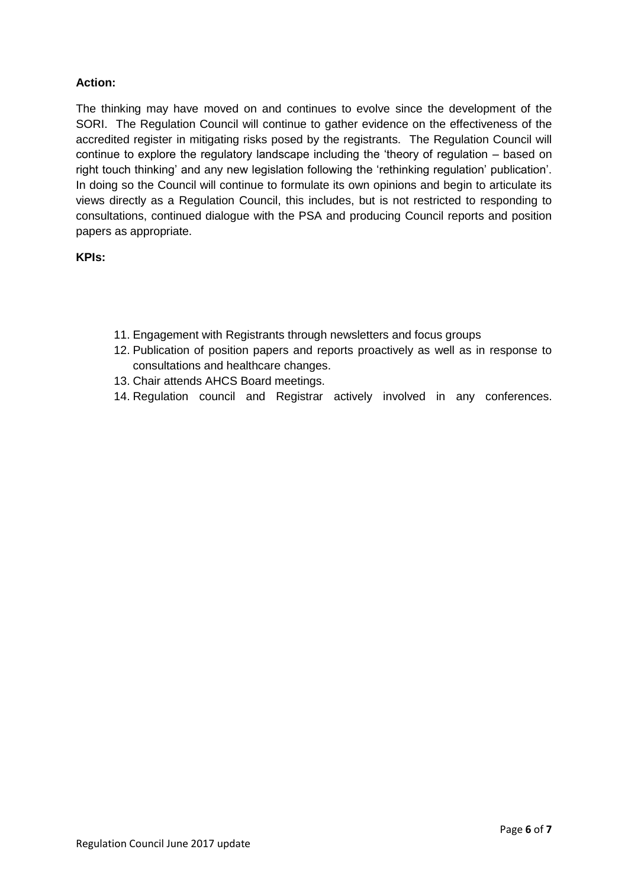**Action:**

The thinking may have moved on and continues to evolve since the development of the SORI. The Regulation Council will continue to gather evidence on the effectiveness of the accredited register in mitigating risks posed by the registrants. The Regulation Council will continue to explore the regulatory landscape including the 'theory of regulation – based on right touch thinking' and any new legislation following the 'rethinking regulation' publication'. In doing so the Council will continue to formulate its own opinions and begin to articulate its views directly as a Regulation Council, this includes, but is not restricted to responding to consultations, continued dialogue with the PSA and producing Council reports and position papers as appropriate.

**KPIs:**

11. Engagement with Registrants through newsletters and focus groups
12. Publication of position papers and reports proactively as well as in response to consultations and healthcare changes.
13. Chair attends AHCS Board meetings.
14. Regulation council and Registrar actively involved in any conferences.